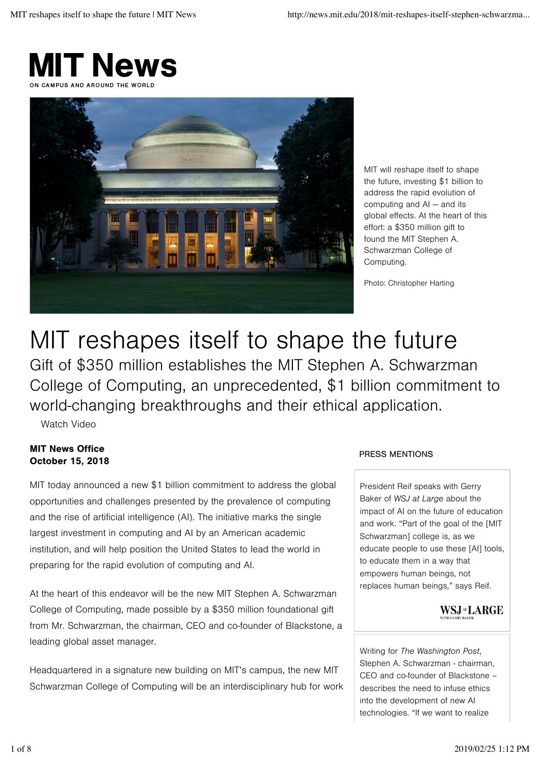# MIT News

ON CAMPUS AND AROUND THE WORLD

MIT will reshape itself to shape the future, investing $1 billion to address the rapid evolution of computing and AI — and its global effects. At the heart of this effort: a $350 million gift to found the MIT Stephen A. Schwarzman College of Computing.

Photo: Christopher Harting

# MIT reshapes itself to shape the future

## Gift of $350 million establishes the MIT Stephen A. Schwarzman College of Computing, an unprecedented, $1 billion commitment to world-changing breakthroughs and their ethical application.

Watch Video

**MIT News Office**
**October 15, 2018**

MIT today announced a new $1 billion commitment to address the global opportunities and challenges presented by the prevalence of computing and the rise of artificial intelligence (AI). The initiative marks the single largest investment in computing and AI by an American academic institution, and will help position the United States to lead the world in preparing for the rapid evolution of computing and AI.

At the heart of this endeavor will be the new MIT Stephen A. Schwarzman College of Computing, made possible by a $350 million foundational gift from Mr. Schwarzman, the chairman, CEO and co-founder of Blackstone, a leading global asset manager.

Headquartered in a signature new building on MIT's campus, the new MIT Schwarzman College of Computing will be an interdisciplinary hub for work

PRESS MENTIONS

President Reif speaks with Gerry Baker of *WSJ at Large* about the impact of AI on the future of education and work. "Part of the goal of the [MIT Schwarzman] college is, as we educate people to use these [AI] tools, to educate them in a way that empowers human beings, not replaces human beings," says Reif.

WSJ AT LARGE WITH GERRY BAKER

Writing for *The Washington Post*, Stephen A. Schwarzman - chairman, CEO and co-founder of Blackstone – describes the need to infuse ethics into the development of new AI technologies. "If we want to realize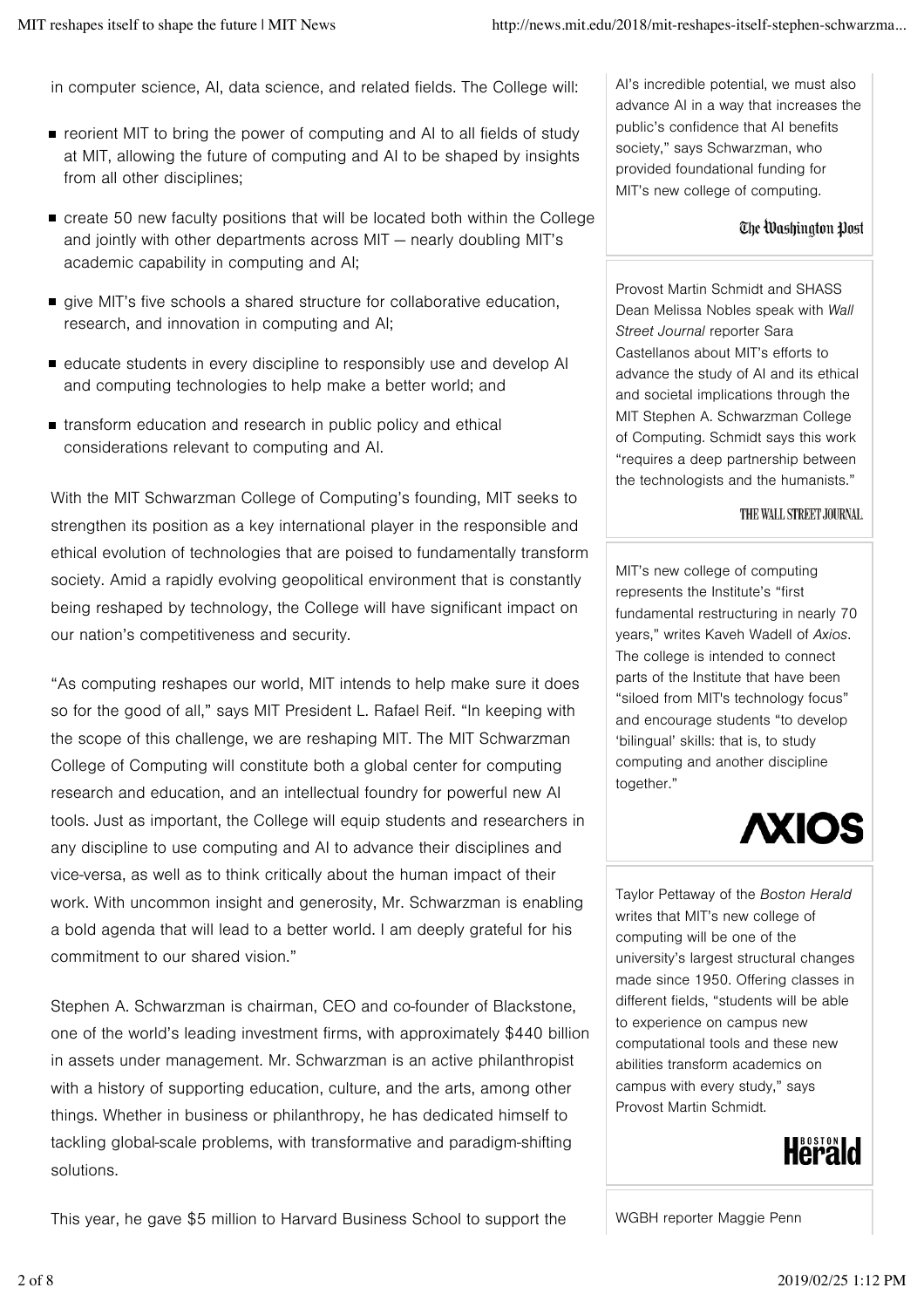in computer science, AI, data science, and related fields. The College will:

- reorient MIT to bring the power of computing and AI to all fields of study at MIT, allowing the future of computing and AI to be shaped by insights from all other disciplines;
- create 50 new faculty positions that will be located both within the College and jointly with other departments across MIT — nearly doubling MIT's academic capability in computing and AI;
- give MIT's five schools a shared structure for collaborative education, research, and innovation in computing and AI;
- educate students in every discipline to responsibly use and develop AI and computing technologies to help make a better world; and
- transform education and research in public policy and ethical considerations relevant to computing and AI.

With the MIT Schwarzman College of Computing's founding, MIT seeks to strengthen its position as a key international player in the responsible and ethical evolution of technologies that are poised to fundamentally transform society. Amid a rapidly evolving geopolitical environment that is constantly being reshaped by technology, the College will have significant impact on our nation's competitiveness and security.

"As computing reshapes our world, MIT intends to help make sure it does so for the good of all," says MIT President L. Rafael Reif. "In keeping with the scope of this challenge, we are reshaping MIT. The MIT Schwarzman College of Computing will constitute both a global center for computing research and education, and an intellectual foundry for powerful new AI tools. Just as important, the College will equip students and researchers in any discipline to use computing and AI to advance their disciplines and vice-versa, as well as to think critically about the human impact of their work. With uncommon insight and generosity, Mr. Schwarzman is enabling a bold agenda that will lead to a better world. I am deeply grateful for his commitment to our shared vision."

Stephen A. Schwarzman is chairman, CEO and co-founder of Blackstone, one of the world's leading investment firms, with approximately $440 billion in assets under management. Mr. Schwarzman is an active philanthropist with a history of supporting education, culture, and the arts, among other things. Whether in business or philanthropy, he has dedicated himself to tackling global-scale problems, with transformative and paradigm-shifting solutions.

This year, he gave $5 million to Harvard Business School to support the

AI's incredible potential, we must also advance AI in a way that increases the public's confidence that AI benefits society," says Schwarzman, who provided foundational funding for MIT's new college of computing.

The Washington Post

Provost Martin Schmidt and SHASS Dean Melissa Nobles speak with *Wall Street Journal* reporter Sara Castellanos about MIT's efforts to advance the study of AI and its ethical and societal implications through the MIT Stephen A. Schwarzman College of Computing. Schmidt says this work "requires a deep partnership between the technologists and the humanists."

THE WALL STREET JOURNAL

MIT's new college of computing represents the Institute's "first fundamental restructuring in nearly 70 years," writes Kaveh Wadell of *Axios*. The college is intended to connect parts of the Institute that have been "siloed from MIT's technology focus" and encourage students "to develop 'bilingual' skills: that is, to study computing and another discipline together."

AXIOS

Taylor Pettaway of the *Boston Herald* writes that MIT's new college of computing will be one of the university's largest structural changes made since 1950. Offering classes in different fields, "students will be able to experience on campus new computational tools and these new abilities transform academics on campus with every study," says Provost Martin Schmidt.

Boston Herald

WGBH reporter Maggie Penn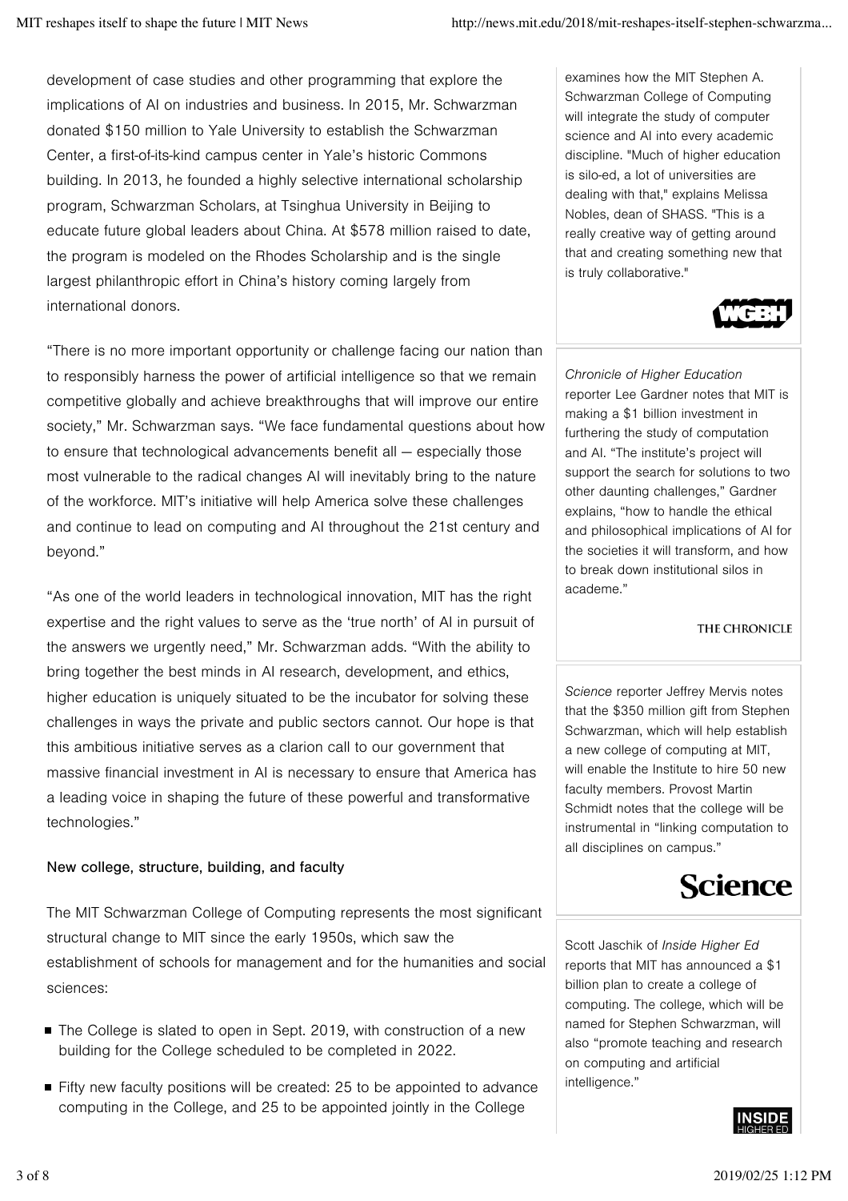development of case studies and other programming that explore the implications of AI on industries and business. In 2015, Mr. Schwarzman donated $150 million to Yale University to establish the Schwarzman Center, a first-of-its-kind campus center in Yale's historic Commons building. In 2013, he founded a highly selective international scholarship program, Schwarzman Scholars, at Tsinghua University in Beijing to educate future global leaders about China. At $578 million raised to date, the program is modeled on the Rhodes Scholarship and is the single largest philanthropic effort in China's history coming largely from international donors.

"There is no more important opportunity or challenge facing our nation than to responsibly harness the power of artificial intelligence so that we remain competitive globally and achieve breakthroughs that will improve our entire society," Mr. Schwarzman says. "We face fundamental questions about how to ensure that technological advancements benefit all — especially those most vulnerable to the radical changes AI will inevitably bring to the nature of the workforce. MIT's initiative will help America solve these challenges and continue to lead on computing and AI throughout the 21st century and beyond."

"As one of the world leaders in technological innovation, MIT has the right expertise and the right values to serve as the 'true north' of AI in pursuit of the answers we urgently need," Mr. Schwarzman adds. "With the ability to bring together the best minds in AI research, development, and ethics, higher education is uniquely situated to be the incubator for solving these challenges in ways the private and public sectors cannot. Our hope is that this ambitious initiative serves as a clarion call to our government that massive financial investment in AI is necessary to ensure that America has a leading voice in shaping the future of these powerful and transformative technologies."

### New college, structure, building, and faculty

The MIT Schwarzman College of Computing represents the most significant structural change to MIT since the early 1950s, which saw the establishment of schools for management and for the humanities and social sciences:

- The College is slated to open in Sept. 2019, with construction of a new building for the College scheduled to be completed in 2022.
- Fifty new faculty positions will be created: 25 to be appointed to advance computing in the College, and 25 to be appointed jointly in the College

---

examines how the MIT Stephen A. Schwarzman College of Computing will integrate the study of computer science and AI into every academic discipline. "Much of higher education is silo-ed, a lot of universities are dealing with that," explains Melissa Nobles, dean of SHASS. "This is a really creative way of getting around that and creating something new that is truly collaborative."

WGBH

*Chronicle of Higher Education* reporter Lee Gardner notes that MIT is making a $1 billion investment in furthering the study of computation and AI. "The institute's project will support the search for solutions to two other daunting challenges," Gardner explains, "how to handle the ethical and philosophical implications of AI for the societies it will transform, and how to break down institutional silos in academe."

THE CHRONICLE

*Science* reporter Jeffrey Mervis notes that the $350 million gift from Stephen Schwarzman, which will help establish a new college of computing at MIT, will enable the Institute to hire 50 new faculty members. Provost Martin Schmidt notes that the college will be instrumental in "linking computation to all disciplines on campus."

Science

Scott Jaschik of *Inside Higher Ed* reports that MIT has announced a $1 billion plan to create a college of computing. The college, which will be named for Stephen Schwarzman, will also "promote teaching and research on computing and artificial intelligence."

INSIDE HIGHER ED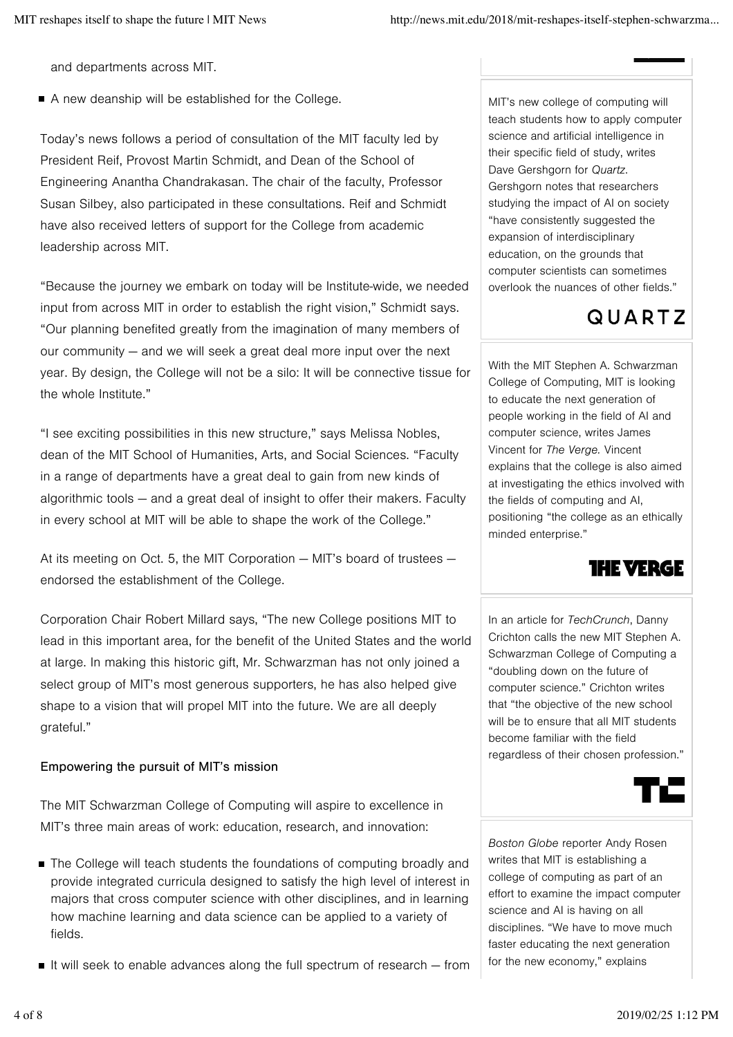and departments across MIT.

- A new deanship will be established for the College.

Today's news follows a period of consultation of the MIT faculty led by President Reif, Provost Martin Schmidt, and Dean of the School of Engineering Anantha Chandrakasan. The chair of the faculty, Professor Susan Silbey, also participated in these consultations. Reif and Schmidt have also received letters of support for the College from academic leadership across MIT.

"Because the journey we embark on today will be Institute-wide, we needed input from across MIT in order to establish the right vision," Schmidt says. "Our planning benefited greatly from the imagination of many members of our community — and we will seek a great deal more input over the next year. By design, the College will not be a silo: It will be connective tissue for the whole Institute."

"I see exciting possibilities in this new structure," says Melissa Nobles, dean of the MIT School of Humanities, Arts, and Social Sciences. "Faculty in a range of departments have a great deal to gain from new kinds of algorithmic tools — and a great deal of insight to offer their makers. Faculty in every school at MIT will be able to shape the work of the College."

At its meeting on Oct. 5, the MIT Corporation — MIT's board of trustees — endorsed the establishment of the College.

Corporation Chair Robert Millard says, "The new College positions MIT to lead in this important area, for the benefit of the United States and the world at large. In making this historic gift, Mr. Schwarzman has not only joined a select group of MIT's most generous supporters, he has also helped give shape to a vision that will propel MIT into the future. We are all deeply grateful."

### Empowering the pursuit of MIT's mission

The MIT Schwarzman College of Computing will aspire to excellence in MIT's three main areas of work: education, research, and innovation:

- The College will teach students the foundations of computing broadly and provide integrated curricula designed to satisfy the high level of interest in majors that cross computer science with other disciplines, and in learning how machine learning and data science can be applied to a variety of fields.
- It will seek to enable advances along the full spectrum of research — from

MIT's new college of computing will teach students how to apply computer science and artificial intelligence in their specific field of study, writes Dave Gershgorn for *Quartz*. Gershgorn notes that researchers studying the impact of AI on society "have consistently suggested the expansion of interdisciplinary education, on the grounds that computer scientists can sometimes overlook the nuances of other fields."

QUARTZ

With the MIT Stephen A. Schwarzman College of Computing, MIT is looking to educate the next generation of people working in the field of AI and computer science, writes James Vincent for *The Verge*. Vincent explains that the college is also aimed at investigating the ethics involved with the fields of computing and AI, positioning "the college as an ethically minded enterprise."

THE VERGE

In an article for *TechCrunch*, Danny Crichton calls the new MIT Stephen A. Schwarzman College of Computing a "doubling down on the future of computer science." Crichton writes that "the objective of the new school will be to ensure that all MIT students become familiar with the field regardless of their chosen profession."

TC

*Boston Globe* reporter Andy Rosen writes that MIT is establishing a college of computing as part of an effort to examine the impact computer science and AI is having on all disciplines. "We have to move much faster educating the next generation for the new economy," explains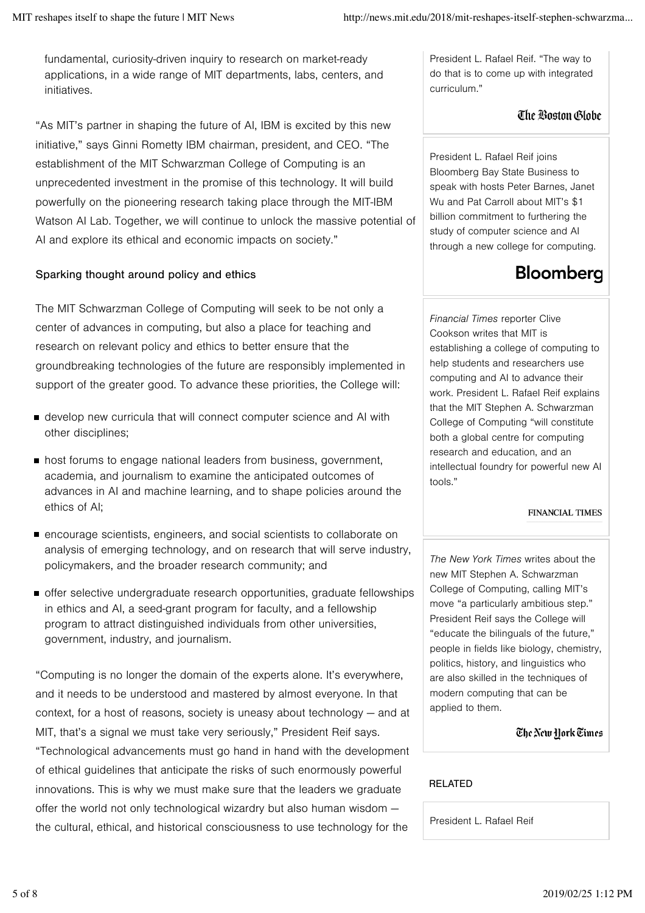fundamental, curiosity-driven inquiry to research on market-ready applications, in a wide range of MIT departments, labs, centers, and initiatives.

"As MIT's partner in shaping the future of AI, IBM is excited by this new initiative," says Ginni Rometty IBM chairman, president, and CEO. "The establishment of the MIT Schwarzman College of Computing is an unprecedented investment in the promise of this technology. It will build powerfully on the pioneering research taking place through the MIT-IBM Watson AI Lab. Together, we will continue to unlock the massive potential of AI and explore its ethical and economic impacts on society."

### Sparking thought around policy and ethics

The MIT Schwarzman College of Computing will seek to be not only a center of advances in computing, but also a place for teaching and research on relevant policy and ethics to better ensure that the groundbreaking technologies of the future are responsibly implemented in support of the greater good. To advance these priorities, the College will:

- develop new curricula that will connect computer science and AI with other disciplines;
- host forums to engage national leaders from business, government, academia, and journalism to examine the anticipated outcomes of advances in AI and machine learning, and to shape policies around the ethics of AI;
- encourage scientists, engineers, and social scientists to collaborate on analysis of emerging technology, and on research that will serve industry, policymakers, and the broader research community; and
- offer selective undergraduate research opportunities, graduate fellowships in ethics and AI, a seed-grant program for faculty, and a fellowship program to attract distinguished individuals from other universities, government, industry, and journalism.

"Computing is no longer the domain of the experts alone. It's everywhere, and it needs to be understood and mastered by almost everyone. In that context, for a host of reasons, society is uneasy about technology — and at MIT, that's a signal we must take very seriously," President Reif says. "Technological advancements must go hand in hand with the development of ethical guidelines that anticipate the risks of such enormously powerful innovations. This is why we must make sure that the leaders we graduate offer the world not only technological wizardry but also human wisdom — the cultural, ethical, and historical consciousness to use technology for the

President L. Rafael Reif. "The way to do that is to come up with integrated curriculum."

The Boston Globe

President L. Rafael Reif joins Bloomberg Bay State Business to speak with hosts Peter Barnes, Janet Wu and Pat Carroll about MIT's $1 billion commitment to furthering the study of computer science and AI through a new college for computing.

Bloomberg

*Financial Times* reporter Clive Cookson writes that MIT is establishing a college of computing to help students and researchers use computing and AI to advance their work. President L. Rafael Reif explains that the MIT Stephen A. Schwarzman College of Computing "will constitute both a global centre for computing research and education, and an intellectual foundry for powerful new AI tools."

FINANCIAL TIMES

*The New York Times* writes about the new MIT Stephen A. Schwarzman College of Computing, calling MIT's move "a particularly ambitious step." President Reif says the College will "educate the bilinguals of the future," people in fields like biology, chemistry, politics, history, and linguistics who are also skilled in the techniques of modern computing that can be applied to them.

The New York Times

RELATED

President L. Rafael Reif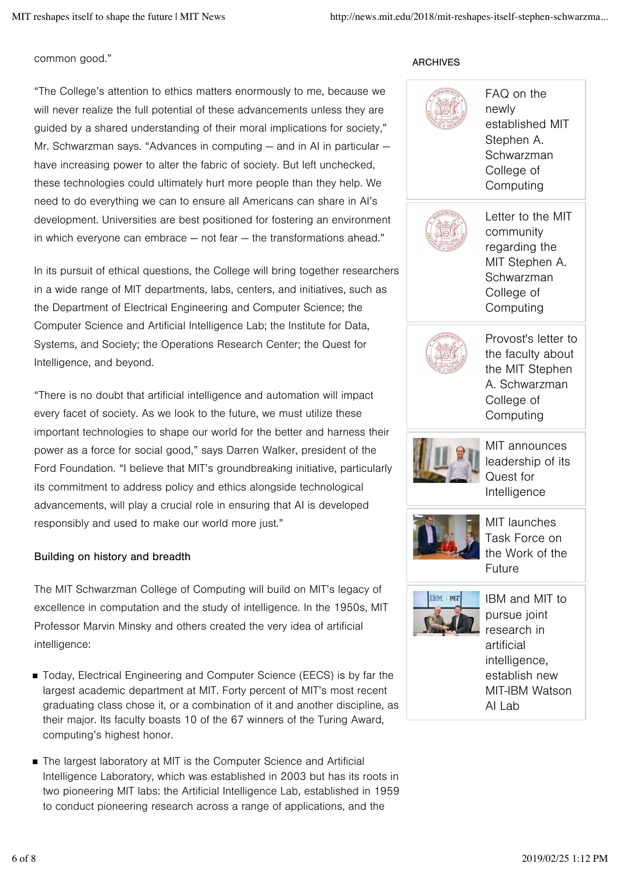common good."

"The College's attention to ethics matters enormously to me, because we will never realize the full potential of these advancements unless they are guided by a shared understanding of their moral implications for society," Mr. Schwarzman says. "Advances in computing — and in AI in particular — have increasing power to alter the fabric of society. But left unchecked, these technologies could ultimately hurt more people than they help. We need to do everything we can to ensure all Americans can share in AI's development. Universities are best positioned for fostering an environment in which everyone can embrace — not fear — the transformations ahead."

In its pursuit of ethical questions, the College will bring together researchers in a wide range of MIT departments, labs, centers, and initiatives, such as the Department of Electrical Engineering and Computer Science; the Computer Science and Artificial Intelligence Lab; the Institute for Data, Systems, and Society; the Operations Research Center; the Quest for Intelligence, and beyond.

"There is no doubt that artificial intelligence and automation will impact every facet of society. As we look to the future, we must utilize these important technologies to shape our world for the better and harness their power as a force for social good," says Darren Walker, president of the Ford Foundation. "I believe that MIT's groundbreaking initiative, particularly its commitment to address policy and ethics alongside technological advancements, will play a crucial role in ensuring that AI is developed responsibly and used to make our world more just."

### Building on history and breadth

The MIT Schwarzman College of Computing will build on MIT's legacy of excellence in computation and the study of intelligence. In the 1950s, MIT Professor Marvin Minsky and others created the very idea of artificial intelligence:

- Today, Electrical Engineering and Computer Science (EECS) is by far the largest academic department at MIT. Forty percent of MIT's most recent graduating class chose it, or a combination of it and another discipline, as their major. Its faculty boasts 10 of the 67 winners of the Turing Award, computing's highest honor.
- The largest laboratory at MIT is the Computer Science and Artificial Intelligence Laboratory, which was established in 2003 but has its roots in two pioneering MIT labs: the Artificial Intelligence Lab, established in 1959 to conduct pioneering research across a range of applications, and the

ARCHIVES

- FAQ on the newly established MIT Stephen A. Schwarzman College of Computing
- Letter to the MIT community regarding the MIT Stephen A. Schwarzman College of Computing
- Provost's letter to the faculty about the MIT Stephen A. Schwarzman College of Computing
- MIT announces leadership of its Quest for Intelligence
- MIT launches Task Force on the Work of the Future
- IBM and MIT to pursue joint research in artificial intelligence, establish new MIT-IBM Watson AI Lab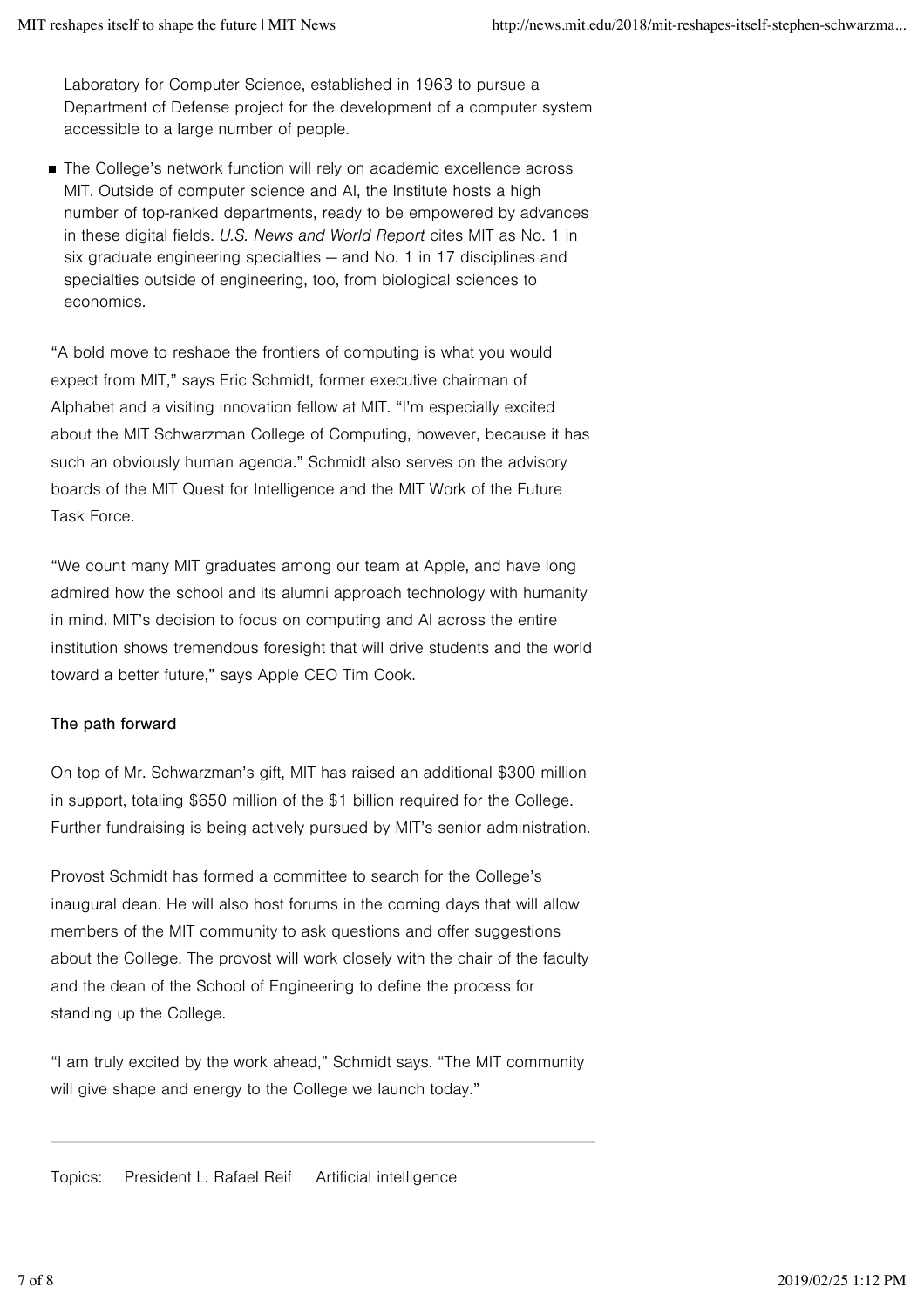Laboratory for Computer Science, established in 1963 to pursue a Department of Defense project for the development of a computer system accessible to a large number of people.

- The College's network function will rely on academic excellence across MIT. Outside of computer science and AI, the Institute hosts a high number of top-ranked departments, ready to be empowered by advances in these digital fields. *U.S. News and World Report* cites MIT as No. 1 in six graduate engineering specialties — and No. 1 in 17 disciplines and specialties outside of engineering, too, from biological sciences to economics.

"A bold move to reshape the frontiers of computing is what you would expect from MIT," says Eric Schmidt, former executive chairman of Alphabet and a visiting innovation fellow at MIT. "I'm especially excited about the MIT Schwarzman College of Computing, however, because it has such an obviously human agenda." Schmidt also serves on the advisory boards of the MIT Quest for Intelligence and the MIT Work of the Future Task Force.

"We count many MIT graduates among our team at Apple, and have long admired how the school and its alumni approach technology with humanity in mind. MIT's decision to focus on computing and AI across the entire institution shows tremendous foresight that will drive students and the world toward a better future," says Apple CEO Tim Cook.

**The path forward**

On top of Mr. Schwarzman's gift, MIT has raised an additional $300 million in support, totaling $650 million of the $1 billion required for the College. Further fundraising is being actively pursued by MIT's senior administration.

Provost Schmidt has formed a committee to search for the College's inaugural dean. He will also host forums in the coming days that will allow members of the MIT community to ask questions and offer suggestions about the College. The provost will work closely with the chair of the faculty and the dean of the School of Engineering to define the process for standing up the College.

"I am truly excited by the work ahead," Schmidt says. "The MIT community will give shape and energy to the College we launch today."

---

Topics: President L. Rafael Reif Artificial intelligence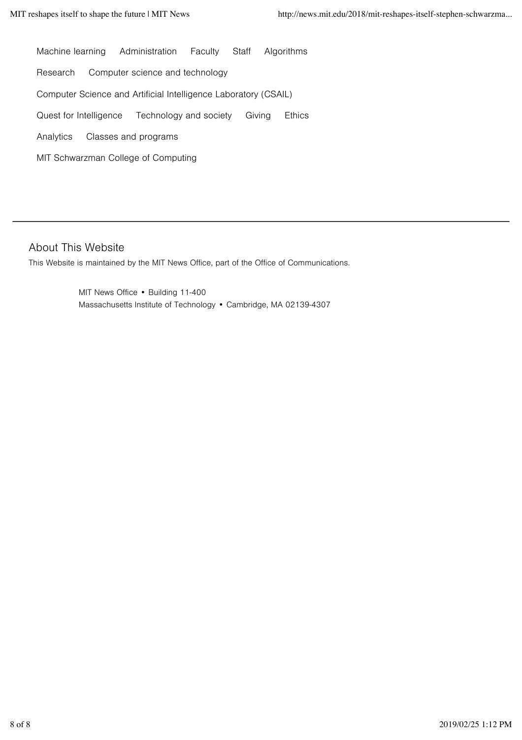Machine learning Administration Faculty Staff Algorithms

Research Computer science and technology

Computer Science and Artificial Intelligence Laboratory (CSAIL)

Quest for Intelligence Technology and society Giving Ethics

Analytics Classes and programs

MIT Schwarzman College of Computing

---

## About This Website

This Website is maintained by the MIT News Office, part of the Office of Communications.

MIT News Office • Building 11-400
Massachusetts Institute of Technology • Cambridge, MA 02139-4307